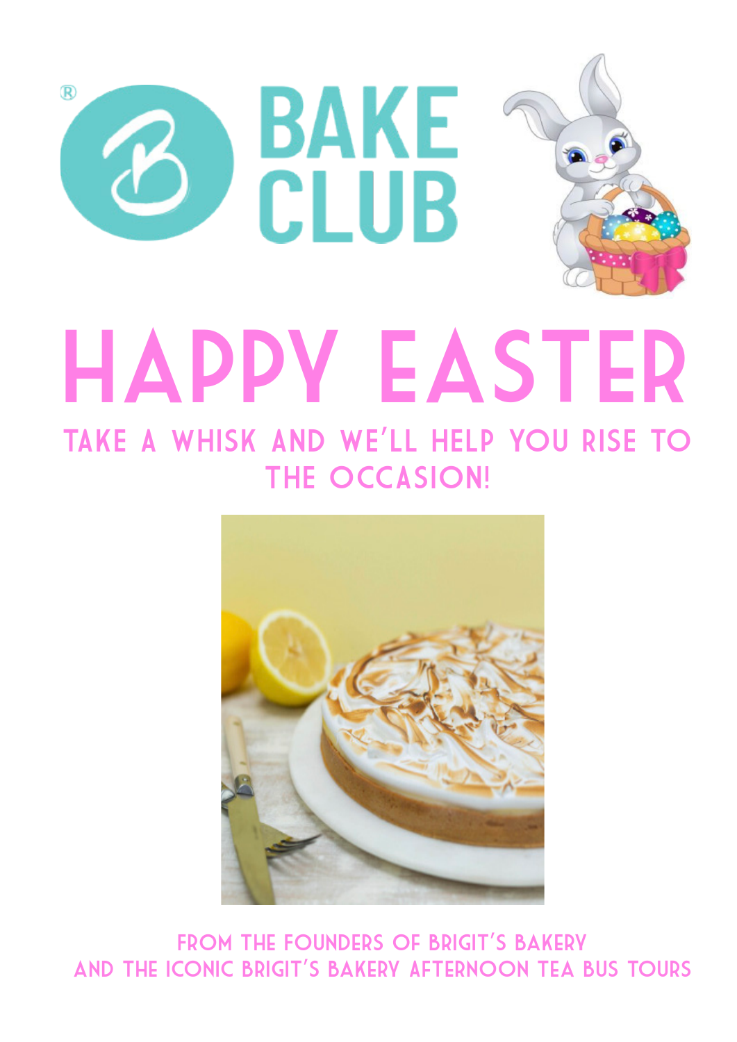BAKE CLUB

# HAPPY EASTER

## TAKE A WHISK AND WE'LL HELP YOU RISE TO THE OCCASION!

FROM THE FOUNDERS OF BRIGIT'S BAKERY
AND THE ICONIC BRIGIT'S BAKERY AFTERNOON TEA BUS TOURS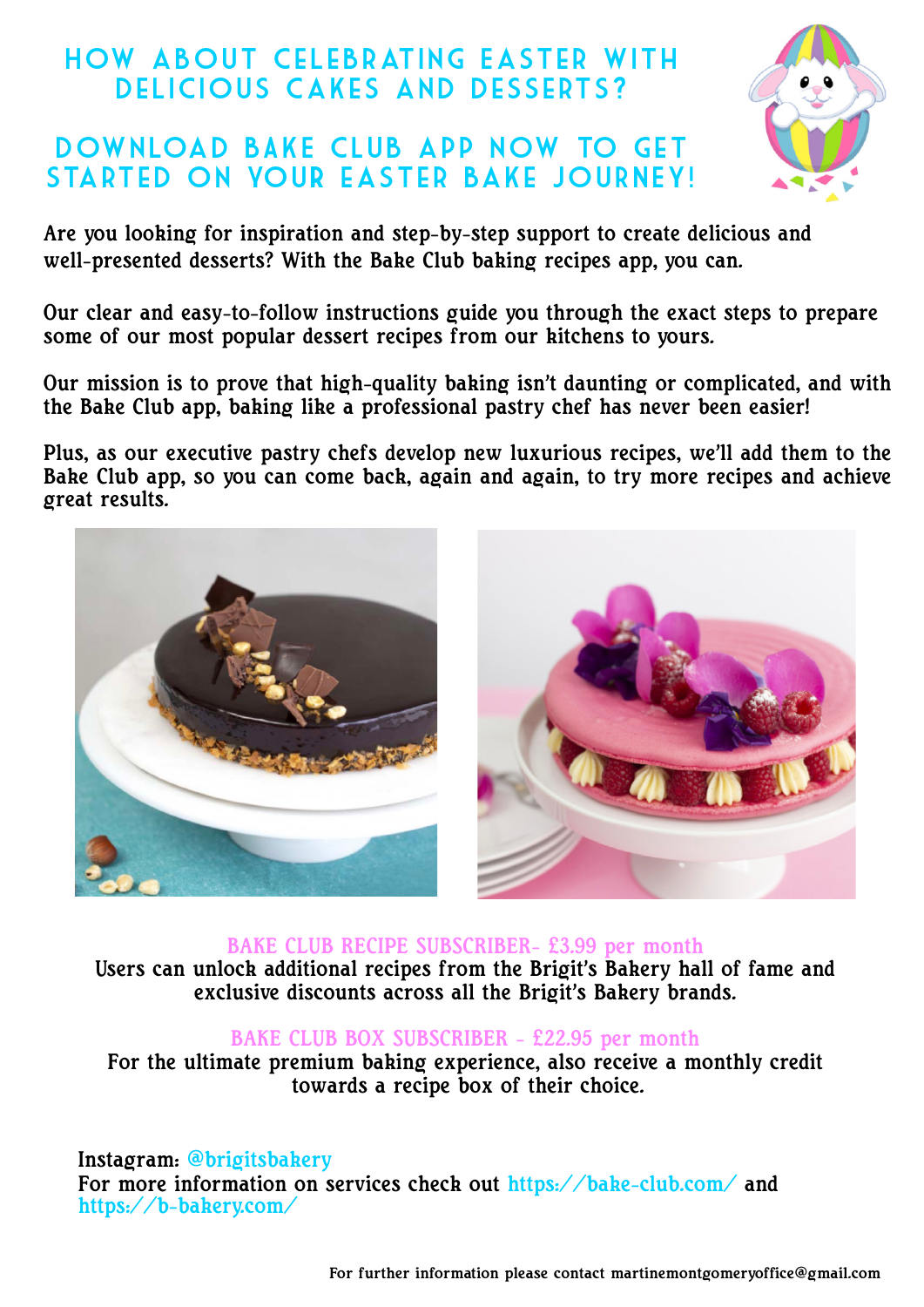# HOW ABOUT CELEBRATING EASTER WITH DELICIOUS CAKES AND DESSERTS?

# DOWNLOAD BAKE CLUB APP NOW TO GET STARTED ON YOUR EASTER BAKE JOURNEY!

Are you looking for inspiration and step-by-step support to create delicious and well-presented desserts? With the Bake Club baking recipes app, you can.

Our clear and easy-to-follow instructions guide you through the exact steps to prepare some of our most popular dessert recipes from our kitchens to yours.

Our mission is to prove that high-quality baking isn't daunting or complicated, and with the Bake Club app, baking like a professional pastry chef has never been easier!

Plus, as our executive pastry chefs develop new luxurious recipes, we'll add them to the Bake Club app, so you can come back, again and again, to try more recipes and achieve great results.

**BAKE CLUB RECIPE SUBSCRIBER- £3.99 per month**

Users can unlock additional recipes from the Brigit's Bakery hall of fame and exclusive discounts across all the Brigit's Bakery brands.

**BAKE CLUB BOX SUBSCRIBER - £22.95 per month**

For the ultimate premium baking experience, also receive a monthly credit towards a recipe box of their choice.

Instagram: @brigitsbakery

For more information on services check out https://bake-club.com/ and https://b-bakery.com/

For further information please contact martinemontgomeryoffice@gmail.com